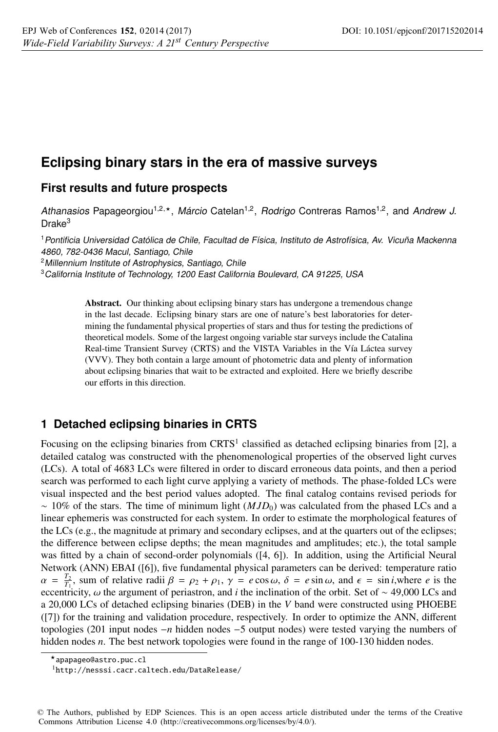# Eclipsing binary stars in the era of massive surveys

## First results and future prospects

*Athanasios* Papageorgiou[1,2,⋆], *Márcio* Catelan[1,2], *Rodrigo* Contreras Ramos[1,2], and *Andrew J.* Drake[3]

[1] *Pontificia Universidad Católica de Chile, Facultad de Física, Instituto de Astrofísica, Av. Vicuña Mackenna 4860, 782-0436 Macul, Santiago, Chile*
[2] *Millennium Institute of Astrophysics, Santiago, Chile*
[3] *California Institute of Technology, 1200 East California Boulevard, CA 91225, USA*

**Abstract.** Our thinking about eclipsing binary stars has undergone a tremendous change in the last decade. Eclipsing binary stars are one of nature's best laboratories for determining the fundamental physical properties of stars and thus for testing the predictions of theoretical models. Some of the largest ongoing variable star surveys include the Catalina Real-time Transient Survey (CRTS) and the VISTA Variables in the Vía Láctea survey (VVV). They both contain a large amount of photometric data and plenty of information about eclipsing binaries that wait to be extracted and exploited. Here we briefly describe our efforts in this direction.

## 1 Detached eclipsing binaries in CRTS

Focusing on the eclipsing binaries from CRTS[1] classified as detached eclipsing binaries from [2], a detailed catalog was constructed with the phenomenological properties of the observed light curves (LCs). A total of 4683 LCs were filtered in order to discard erroneous data points, and then a period search was performed to each light curve applying a variety of methods. The phase-folded LCs were visual inspected and the best period values adopted. The final catalog contains revised periods for $\sim$ 10% of the stars. The time of minimum light ($MJD_0$) was calculated from the phased LCs and a linear ephemeris was constructed for each system. In order to estimate the morphological features of the LCs (e.g., the magnitude at primary and secondary eclipses, and at the quarters out of the eclipses; the difference between eclipse depths; the mean magnitudes and amplitudes; etc.), the total sample was fitted by a chain of second-order polynomials ([4, 6]). In addition, using the Artificial Neural Network (ANN) EBAI ([6]), five fundamental physical parameters can be derived: temperature ratio $\alpha = \frac{T_2}{T_1}$, sum of relative radii $\beta = \rho_2 + \rho_1$, $\gamma = e\cos\omega$, $\delta = e\sin\omega$, and $\epsilon = \sin i$,where $e$ is the eccentricity, $\omega$ the argument of periastron, and $i$ the inclination of the orbit. Set of $\sim$ 49,000 LCs and a 20,000 LCs of detached eclipsing binaries (DEB) in the $V$ band were constructed using PHOEBE ([7]) for the training and validation procedure, respectively. In order to optimize the ANN, different topologies (201 input nodes $-n$ hidden nodes $-5$ output nodes) were tested varying the numbers of hidden nodes $n$. The best network topologies were found in the range of 100-130 hidden nodes.

⋆ apapageo@astro.puc.cl

[1] http://nesssi.cacr.caltech.edu/DataRelease/

© The Authors, published by EDP Sciences. This is an open access article distributed under the terms of the Creative Commons Attribution License 4.0 (http://creativecommons.org/licenses/by/4.0/).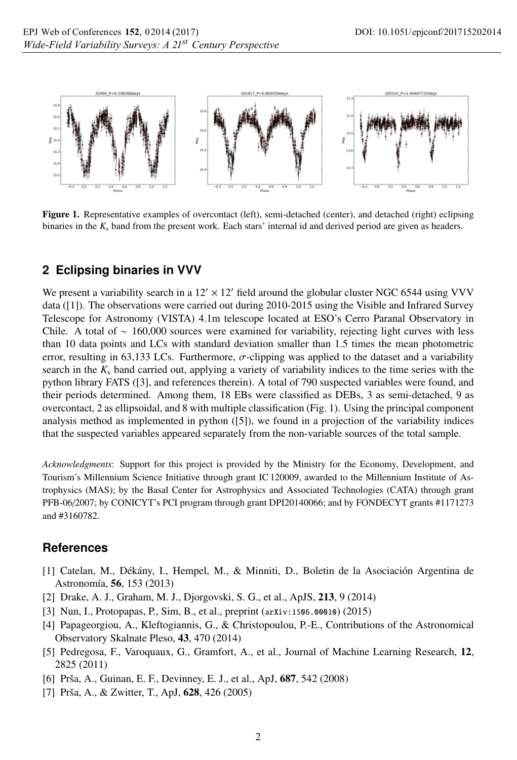31904_P=0.338308days

101817_P=0.804059days

105533_P=1.46407732days

**Figure 1.** Representative examples of overcontact (left), semi-detached (center), and detached (right) eclipsing binaries in the $K_s$ band from the present work. Each stars' internal id and derived period are given as headers.

## 2 Eclipsing binaries in VVV

We present a variability search in a $12' \times 12'$ field around the globular cluster NGC 6544 using VVV data ([1]). The observations were carried out during 2010-2015 using the Visible and Infrared Survey Telescope for Astronomy (VISTA) 4.1m telescope located at ESO's Cerro Paranal Observatory in Chile. A total of $\sim$ 160,000 sources were examined for variability, rejecting light curves with less than 10 data points and LCs with standard deviation smaller than 1.5 times the mean photometric error, resulting in 63,133 LCs. Furthermore, $\sigma$-clipping was applied to the dataset and a variability search in the $K_s$ band carried out, applying a variety of variability indices to the time series with the python library FATS ([3], and references therein). A total of 790 suspected variables were found, and their periods determined. Among them, 18 EBs were classified as DEBs, 3 as semi-detached, 9 as overcontact, 2 as ellipsoidal, and 8 with multiple classification (Fig. 1). Using the principal component analysis method as implemented in python ([5]), we found in a projection of the variability indices that the suspected variables appeared separately from the non-variable sources of the total sample.

*Acknowledgments*: Support for this project is provided by the Ministry for the Economy, Development, and Tourism's Millennium Science Initiative through grant IC 120009, awarded to the Millennium Institute of Astrophysics (MAS); by the Basal Center for Astrophysics and Associated Technologies (CATA) through grant PFB-06/2007; by CONICYT's PCI program through grant DPI20140066; and by FONDECYT grants #1171273 and #3160782.

## References

[1] Catelan, M., Dékány, I., Hempel, M., & Minniti, D., Boletin de la Asociación Argentina de Astronomía, **56**, 153 (2013)

[2] Drake, A. J., Graham, M. J., Djorgovski, S. G., et al., ApJS, **213**, 9 (2014)

[3] Nun, I., Protopapas, P., Sim, B., et al., preprint (arXiv:1506.00010) (2015)

[4] Papageorgiou, A., Kleftogiannis, G., & Christopoulou, P.-E., Contributions of the Astronomical Observatory Skalnate Pleso, **43**, 470 (2014)

[5] Pedregosa, F., Varoquaux, G., Gramfort, A., et al., Journal of Machine Learning Research, **12**, 2825 (2011)

[6] Prša, A., Guinan, E. F., Devinney, E. J., et al., ApJ, **687**, 542 (2008)

[7] Prša, A., & Zwitter, T., ApJ, **628**, 426 (2005)